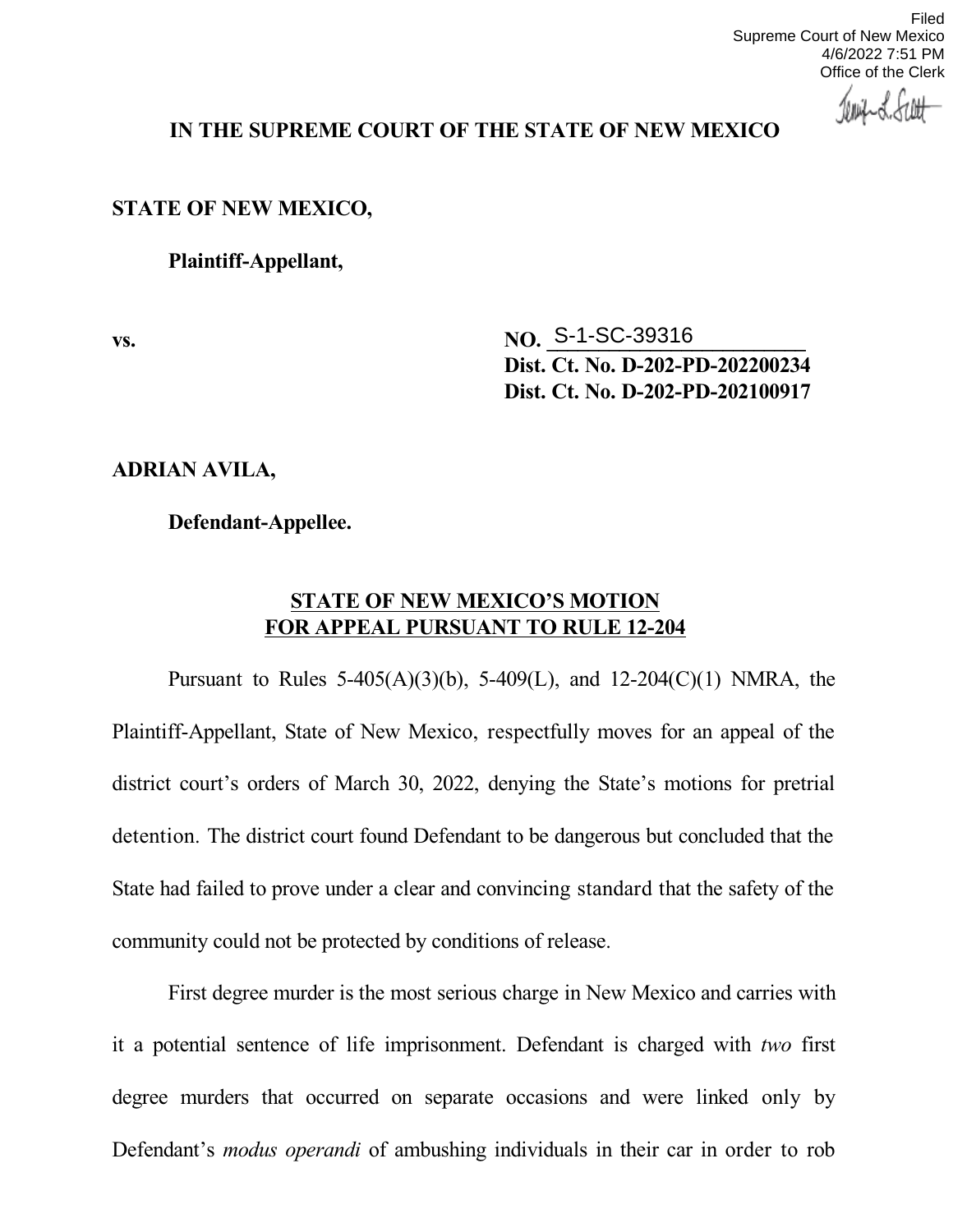Filed
Supreme Court of New Mexico
4/6/2022 7:51 PM
Office of the Clerk

**IN THE SUPREME COURT OF THE STATE OF NEW MEXICO**

**STATE OF NEW MEXICO,**

**Plaintiff-Appellant,**

**vs.** **NO. S-1-SC-39316**
**Dist. Ct. No. D-202-PD-202200234**
**Dist. Ct. No. D-202-PD-202100917**

**ADRIAN AVILA,**

**Defendant-Appellee.**

**STATE OF NEW MEXICO'S MOTION FOR APPEAL PURSUANT TO RULE 12-204**

Pursuant to Rules 5-405(A)(3)(b), 5-409(L), and 12-204(C)(1) NMRA, the Plaintiff-Appellant, State of New Mexico, respectfully moves for an appeal of the district court's orders of March 30, 2022, denying the State's motions for pretrial detention. The district court found Defendant to be dangerous but concluded that the State had failed to prove under a clear and convincing standard that the safety of the community could not be protected by conditions of release.

First degree murder is the most serious charge in New Mexico and carries with it a potential sentence of life imprisonment. Defendant is charged with *two* first degree murders that occurred on separate occasions and were linked only by Defendant's *modus operandi* of ambushing individuals in their car in order to rob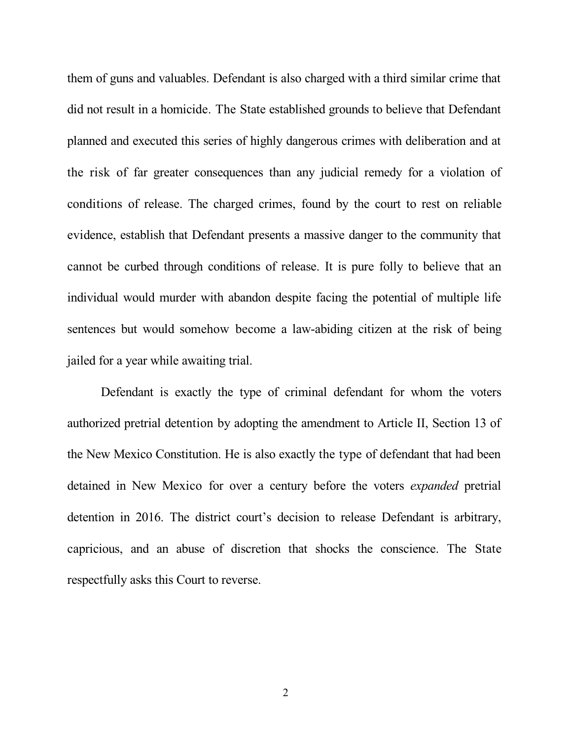them of guns and valuables. Defendant is also charged with a third similar crime that did not result in a homicide. The State established grounds to believe that Defendant planned and executed this series of highly dangerous crimes with deliberation and at the risk of far greater consequences than any judicial remedy for a violation of conditions of release. The charged crimes, found by the court to rest on reliable evidence, establish that Defendant presents a massive danger to the community that cannot be curbed through conditions of release. It is pure folly to believe that an individual would murder with abandon despite facing the potential of multiple life sentences but would somehow become a law-abiding citizen at the risk of being jailed for a year while awaiting trial.

Defendant is exactly the type of criminal defendant for whom the voters authorized pretrial detention by adopting the amendment to Article II, Section 13 of the New Mexico Constitution. He is also exactly the type of defendant that had been detained in New Mexico for over a century before the voters *expanded* pretrial detention in 2016. The district court's decision to release Defendant is arbitrary, capricious, and an abuse of discretion that shocks the conscience. The State respectfully asks this Court to reverse.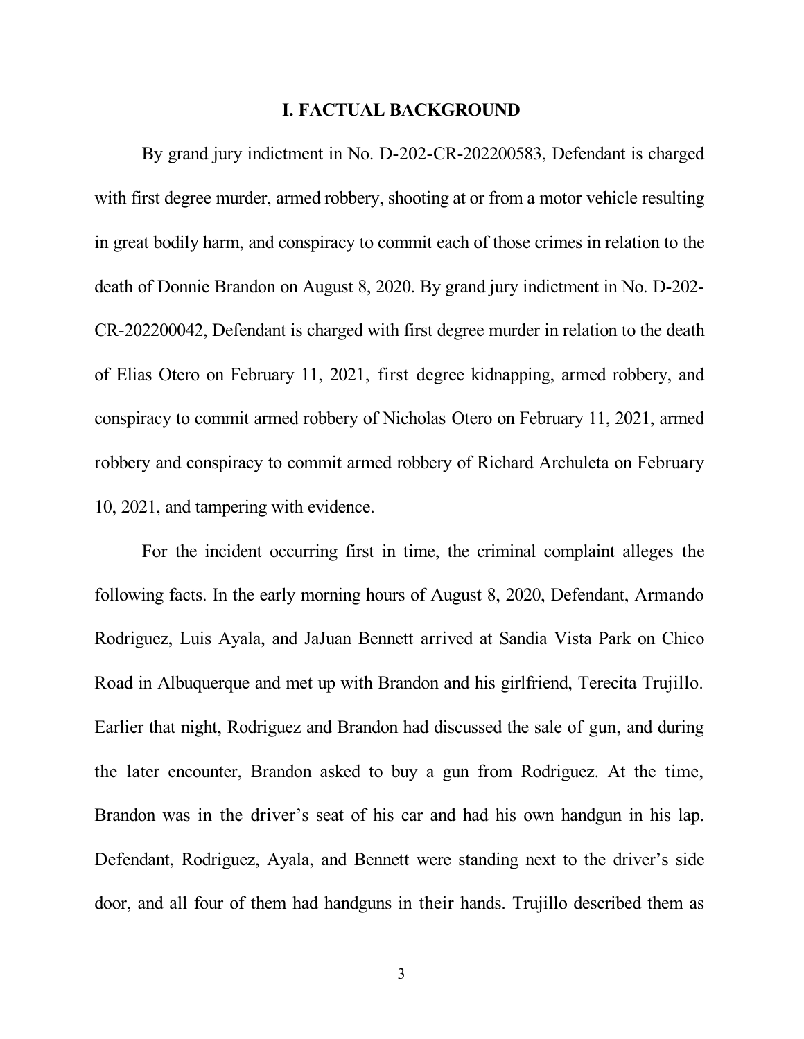# I. FACTUAL BACKGROUND

By grand jury indictment in No. D-202-CR-202200583, Defendant is charged with first degree murder, armed robbery, shooting at or from a motor vehicle resulting in great bodily harm, and conspiracy to commit each of those crimes in relation to the death of Donnie Brandon on August 8, 2020. By grand jury indictment in No. D-202-CR-202200042, Defendant is charged with first degree murder in relation to the death of Elias Otero on February 11, 2021, first degree kidnapping, armed robbery, and conspiracy to commit armed robbery of Nicholas Otero on February 11, 2021, armed robbery and conspiracy to commit armed robbery of Richard Archuleta on February 10, 2021, and tampering with evidence.

For the incident occurring first in time, the criminal complaint alleges the following facts. In the early morning hours of August 8, 2020, Defendant, Armando Rodriguez, Luis Ayala, and JaJuan Bennett arrived at Sandia Vista Park on Chico Road in Albuquerque and met up with Brandon and his girlfriend, Terecita Trujillo. Earlier that night, Rodriguez and Brandon had discussed the sale of gun, and during the later encounter, Brandon asked to buy a gun from Rodriguez. At the time, Brandon was in the driver's seat of his car and had his own handgun in his lap. Defendant, Rodriguez, Ayala, and Bennett were standing next to the driver's side door, and all four of them had handguns in their hands. Trujillo described them as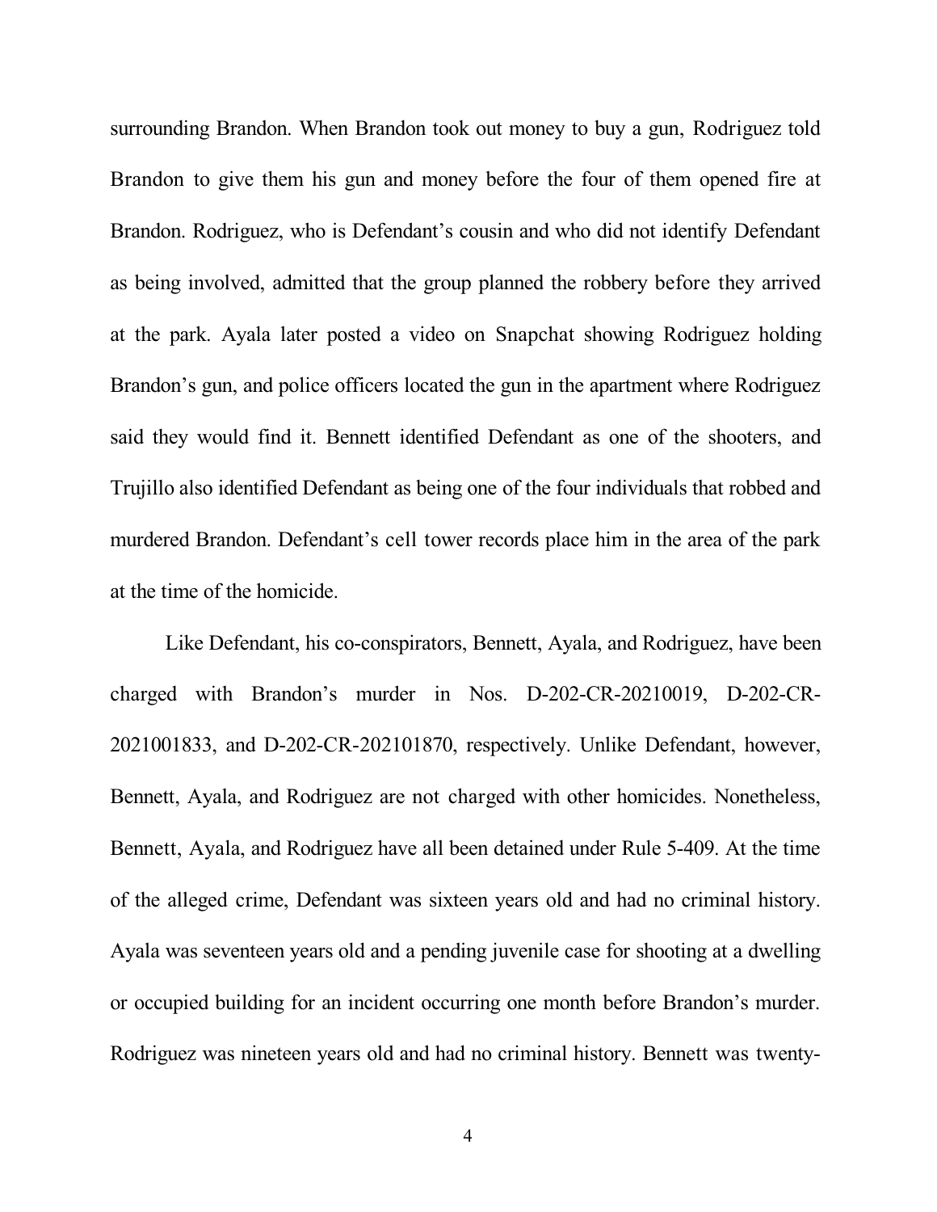surrounding Brandon. When Brandon took out money to buy a gun, Rodriguez told Brandon to give them his gun and money before the four of them opened fire at Brandon. Rodriguez, who is Defendant's cousin and who did not identify Defendant as being involved, admitted that the group planned the robbery before they arrived at the park. Ayala later posted a video on Snapchat showing Rodriguez holding Brandon's gun, and police officers located the gun in the apartment where Rodriguez said they would find it. Bennett identified Defendant as one of the shooters, and Trujillo also identified Defendant as being one of the four individuals that robbed and murdered Brandon. Defendant's cell tower records place him in the area of the park at the time of the homicide.

Like Defendant, his co-conspirators, Bennett, Ayala, and Rodriguez, have been charged with Brandon's murder in Nos. D-202-CR-20210019, D-202-CR-2021001833, and D-202-CR-202101870, respectively. Unlike Defendant, however, Bennett, Ayala, and Rodriguez are not charged with other homicides. Nonetheless, Bennett, Ayala, and Rodriguez have all been detained under Rule 5-409. At the time of the alleged crime, Defendant was sixteen years old and had no criminal history. Ayala was seventeen years old and a pending juvenile case for shooting at a dwelling or occupied building for an incident occurring one month before Brandon's murder. Rodriguez was nineteen years old and had no criminal history. Bennett was twenty-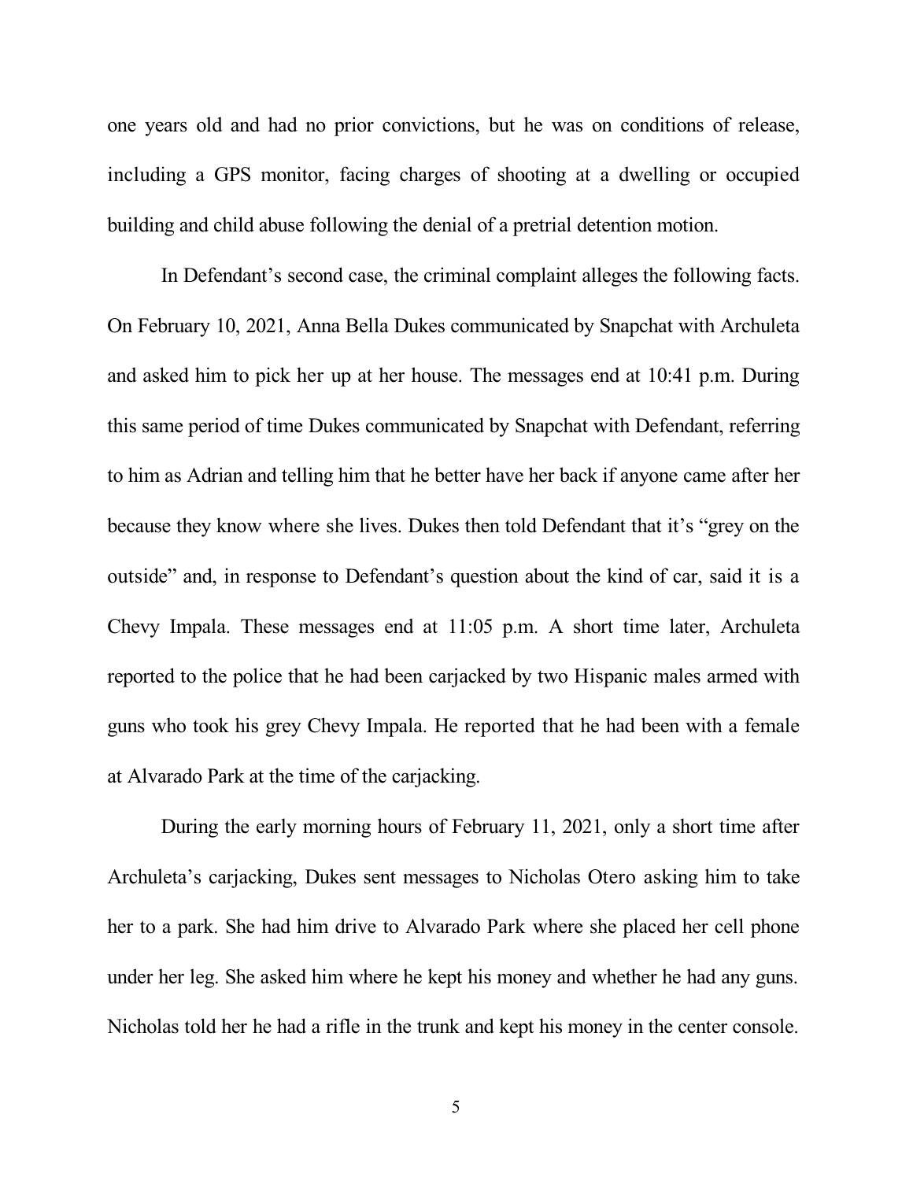one years old and had no prior convictions, but he was on conditions of release, including a GPS monitor, facing charges of shooting at a dwelling or occupied building and child abuse following the denial of a pretrial detention motion.

In Defendant's second case, the criminal complaint alleges the following facts. On February 10, 2021, Anna Bella Dukes communicated by Snapchat with Archuleta and asked him to pick her up at her house. The messages end at 10:41 p.m. During this same period of time Dukes communicated by Snapchat with Defendant, referring to him as Adrian and telling him that he better have her back if anyone came after her because they know where she lives. Dukes then told Defendant that it's "grey on the outside" and, in response to Defendant's question about the kind of car, said it is a Chevy Impala. These messages end at 11:05 p.m. A short time later, Archuleta reported to the police that he had been carjacked by two Hispanic males armed with guns who took his grey Chevy Impala. He reported that he had been with a female at Alvarado Park at the time of the carjacking.

During the early morning hours of February 11, 2021, only a short time after Archuleta's carjacking, Dukes sent messages to Nicholas Otero asking him to take her to a park. She had him drive to Alvarado Park where she placed her cell phone under her leg. She asked him where he kept his money and whether he had any guns. Nicholas told her he had a rifle in the trunk and kept his money in the center console.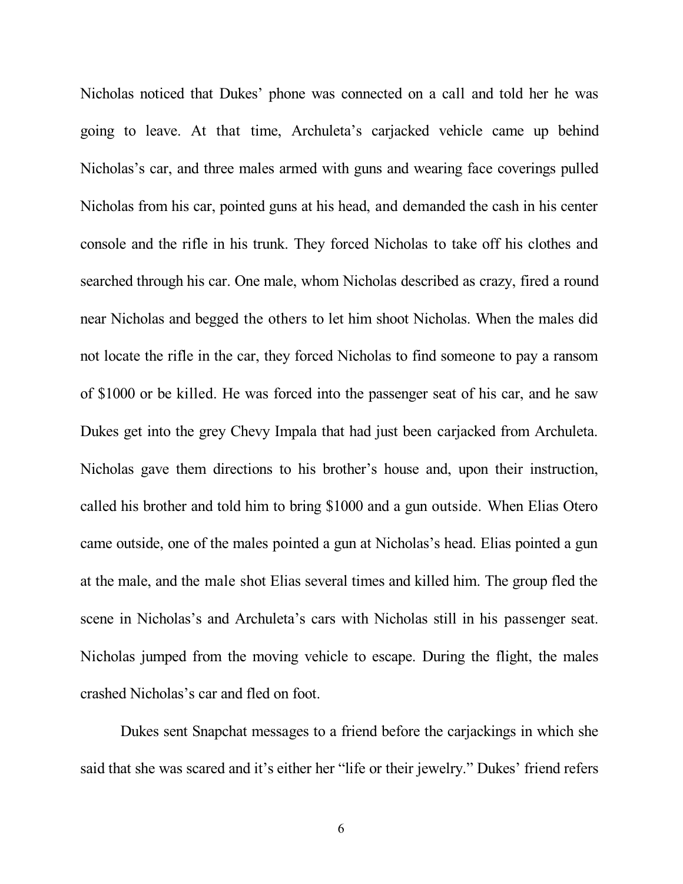Nicholas noticed that Dukes' phone was connected on a call and told her he was going to leave. At that time, Archuleta's carjacked vehicle came up behind Nicholas's car, and three males armed with guns and wearing face coverings pulled Nicholas from his car, pointed guns at his head, and demanded the cash in his center console and the rifle in his trunk. They forced Nicholas to take off his clothes and searched through his car. One male, whom Nicholas described as crazy, fired a round near Nicholas and begged the others to let him shoot Nicholas. When the males did not locate the rifle in the car, they forced Nicholas to find someone to pay a ransom of $1000 or be killed. He was forced into the passenger seat of his car, and he saw Dukes get into the grey Chevy Impala that had just been carjacked from Archuleta. Nicholas gave them directions to his brother's house and, upon their instruction, called his brother and told him to bring $1000 and a gun outside. When Elias Otero came outside, one of the males pointed a gun at Nicholas's head. Elias pointed a gun at the male, and the male shot Elias several times and killed him. The group fled the scene in Nicholas's and Archuleta's cars with Nicholas still in his passenger seat. Nicholas jumped from the moving vehicle to escape. During the flight, the males crashed Nicholas's car and fled on foot.

Dukes sent Snapchat messages to a friend before the carjackings in which she said that she was scared and it's either her "life or their jewelry." Dukes' friend refers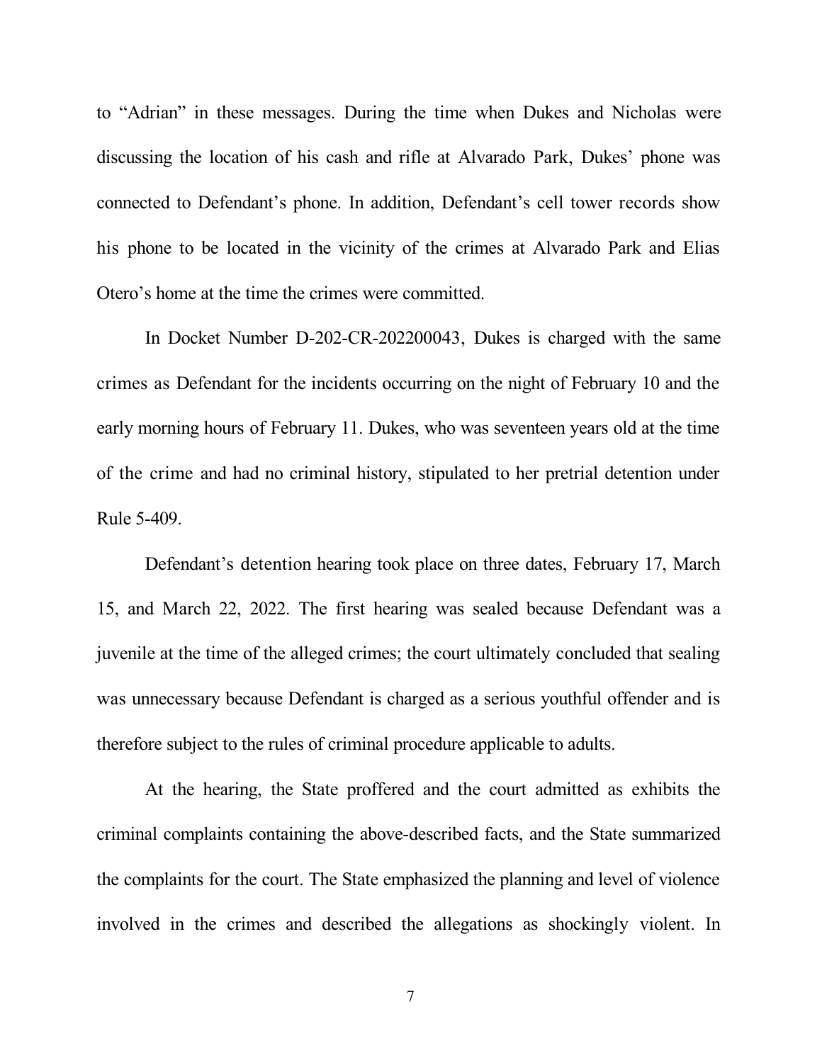to "Adrian" in these messages. During the time when Dukes and Nicholas were discussing the location of his cash and rifle at Alvarado Park, Dukes' phone was connected to Defendant's phone. In addition, Defendant's cell tower records show his phone to be located in the vicinity of the crimes at Alvarado Park and Elias Otero's home at the time the crimes were committed.

In Docket Number D-202-CR-202200043, Dukes is charged with the same crimes as Defendant for the incidents occurring on the night of February 10 and the early morning hours of February 11. Dukes, who was seventeen years old at the time of the crime and had no criminal history, stipulated to her pretrial detention under Rule 5-409.

Defendant's detention hearing took place on three dates, February 17, March 15, and March 22, 2022. The first hearing was sealed because Defendant was a juvenile at the time of the alleged crimes; the court ultimately concluded that sealing was unnecessary because Defendant is charged as a serious youthful offender and is therefore subject to the rules of criminal procedure applicable to adults.

At the hearing, the State proffered and the court admitted as exhibits the criminal complaints containing the above-described facts, and the State summarized the complaints for the court. The State emphasized the planning and level of violence involved in the crimes and described the allegations as shockingly violent. In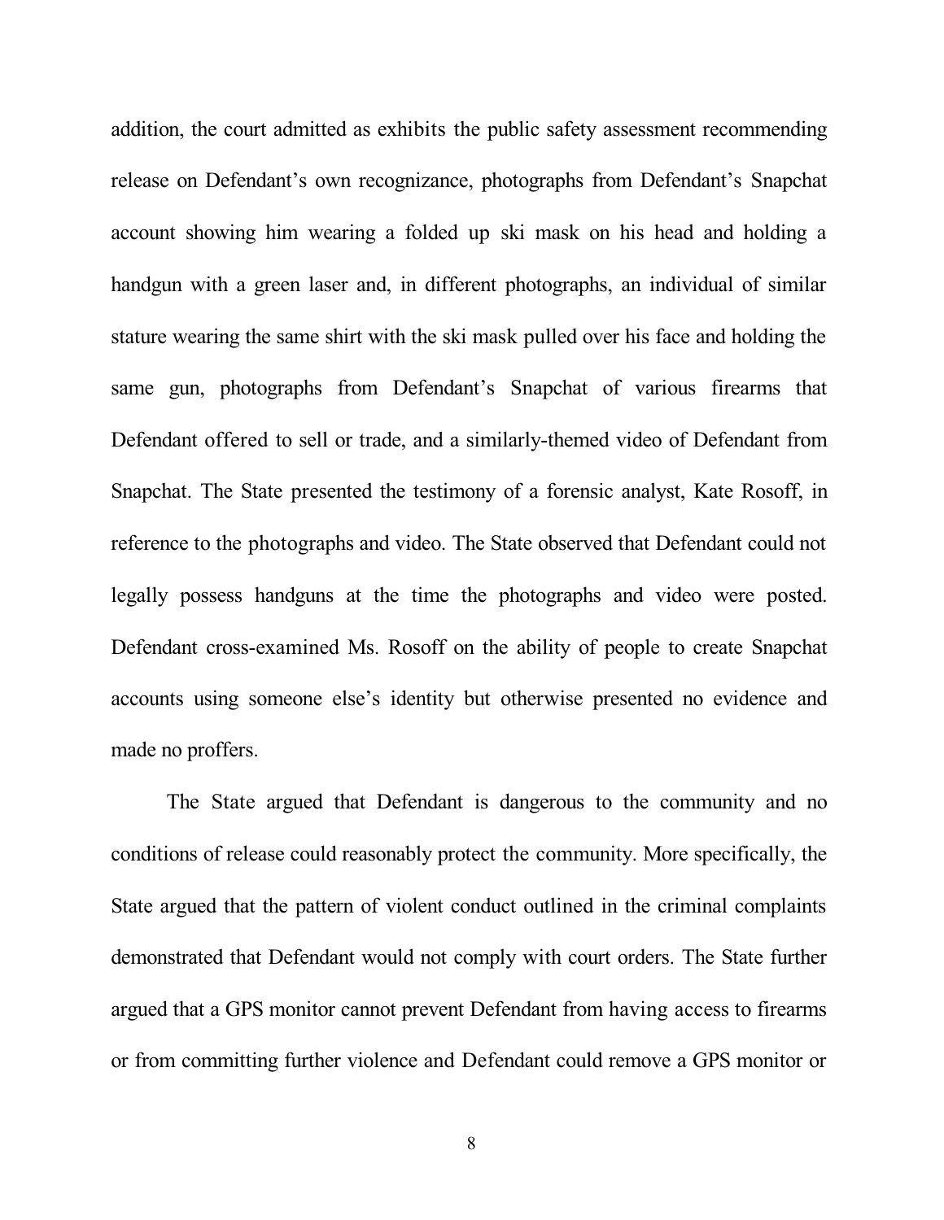addition, the court admitted as exhibits the public safety assessment recommending release on Defendant's own recognizance, photographs from Defendant's Snapchat account showing him wearing a folded up ski mask on his head and holding a handgun with a green laser and, in different photographs, an individual of similar stature wearing the same shirt with the ski mask pulled over his face and holding the same gun, photographs from Defendant's Snapchat of various firearms that Defendant offered to sell or trade, and a similarly-themed video of Defendant from Snapchat. The State presented the testimony of a forensic analyst, Kate Rosoff, in reference to the photographs and video. The State observed that Defendant could not legally possess handguns at the time the photographs and video were posted. Defendant cross-examined Ms. Rosoff on the ability of people to create Snapchat accounts using someone else's identity but otherwise presented no evidence and made no proffers.

The State argued that Defendant is dangerous to the community and no conditions of release could reasonably protect the community. More specifically, the State argued that the pattern of violent conduct outlined in the criminal complaints demonstrated that Defendant would not comply with court orders. The State further argued that a GPS monitor cannot prevent Defendant from having access to firearms or from committing further violence and Defendant could remove a GPS monitor or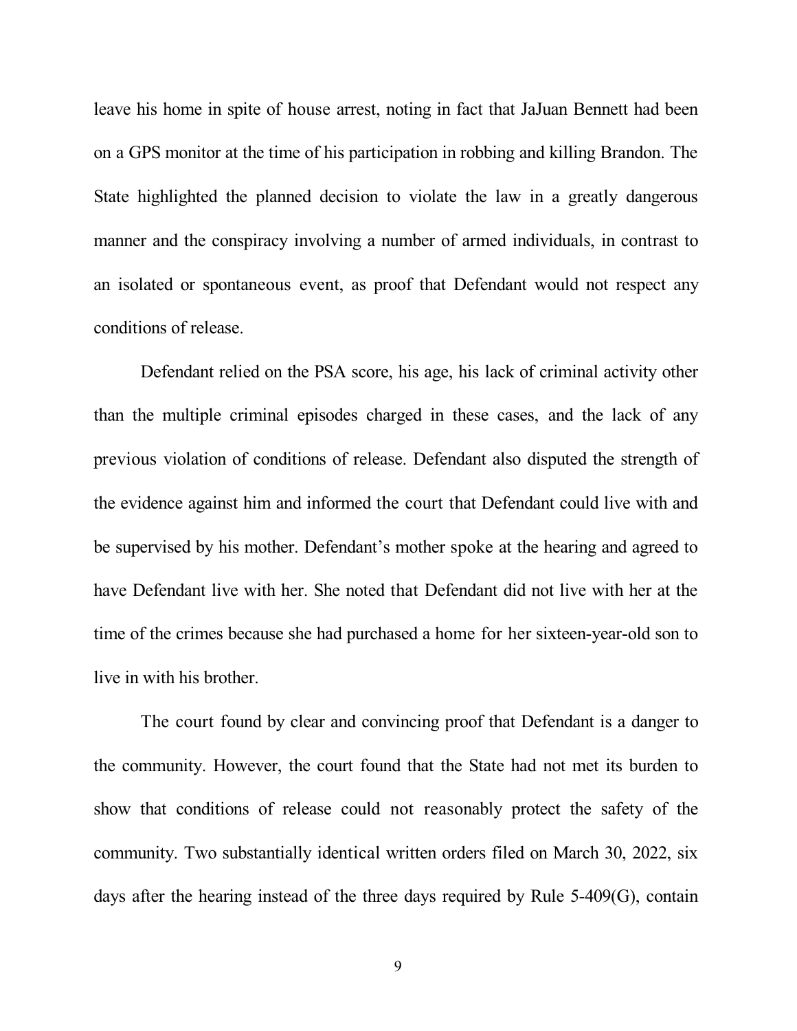leave his home in spite of house arrest, noting in fact that JaJuan Bennett had been on a GPS monitor at the time of his participation in robbing and killing Brandon. The State highlighted the planned decision to violate the law in a greatly dangerous manner and the conspiracy involving a number of armed individuals, in contrast to an isolated or spontaneous event, as proof that Defendant would not respect any conditions of release.

Defendant relied on the PSA score, his age, his lack of criminal activity other than the multiple criminal episodes charged in these cases, and the lack of any previous violation of conditions of release. Defendant also disputed the strength of the evidence against him and informed the court that Defendant could live with and be supervised by his mother. Defendant's mother spoke at the hearing and agreed to have Defendant live with her. She noted that Defendant did not live with her at the time of the crimes because she had purchased a home for her sixteen-year-old son to live in with his brother.

The court found by clear and convincing proof that Defendant is a danger to the community. However, the court found that the State had not met its burden to show that conditions of release could not reasonably protect the safety of the community. Two substantially identical written orders filed on March 30, 2022, six days after the hearing instead of the three days required by Rule 5-409(G), contain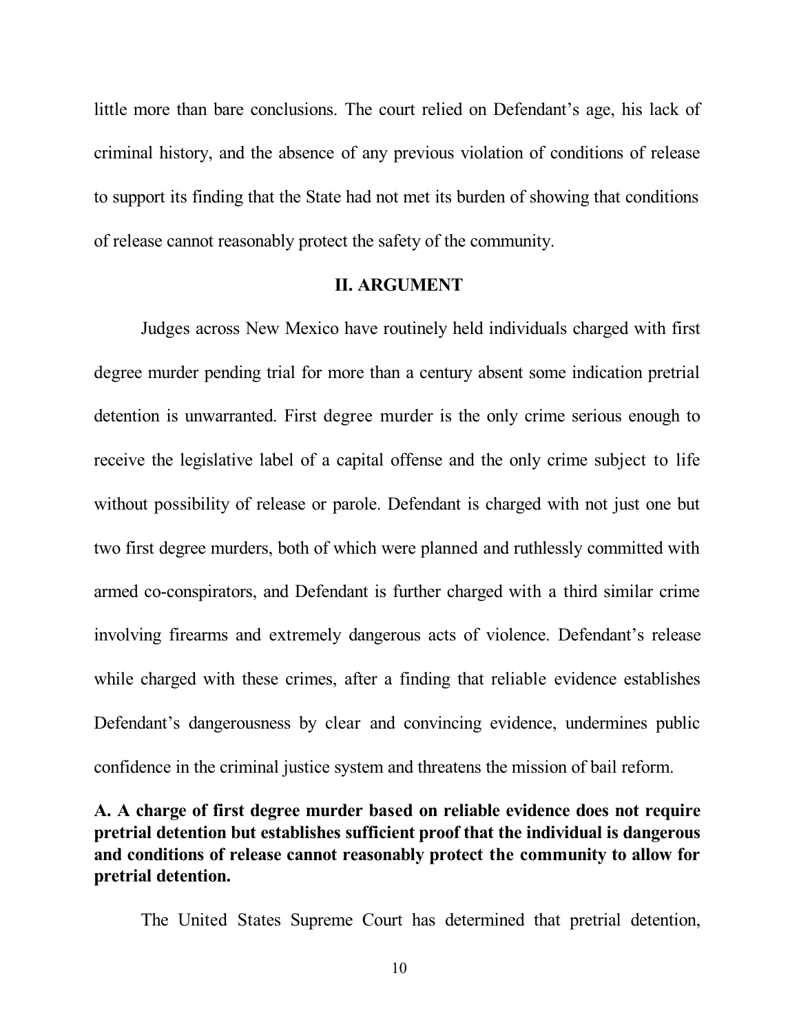little more than bare conclusions. The court relied on Defendant's age, his lack of criminal history, and the absence of any previous violation of conditions of release to support its finding that the State had not met its burden of showing that conditions of release cannot reasonably protect the safety of the community.

## II. ARGUMENT

Judges across New Mexico have routinely held individuals charged with first degree murder pending trial for more than a century absent some indication pretrial detention is unwarranted. First degree murder is the only crime serious enough to receive the legislative label of a capital offense and the only crime subject to life without possibility of release or parole. Defendant is charged with not just one but two first degree murders, both of which were planned and ruthlessly committed with armed co-conspirators, and Defendant is further charged with a third similar crime involving firearms and extremely dangerous acts of violence. Defendant's release while charged with these crimes, after a finding that reliable evidence establishes Defendant's dangerousness by clear and convincing evidence, undermines public confidence in the criminal justice system and threatens the mission of bail reform.

### A. A charge of first degree murder based on reliable evidence does not require pretrial detention but establishes sufficient proof that the individual is dangerous and conditions of release cannot reasonably protect the community to allow for pretrial detention.

The United States Supreme Court has determined that pretrial detention,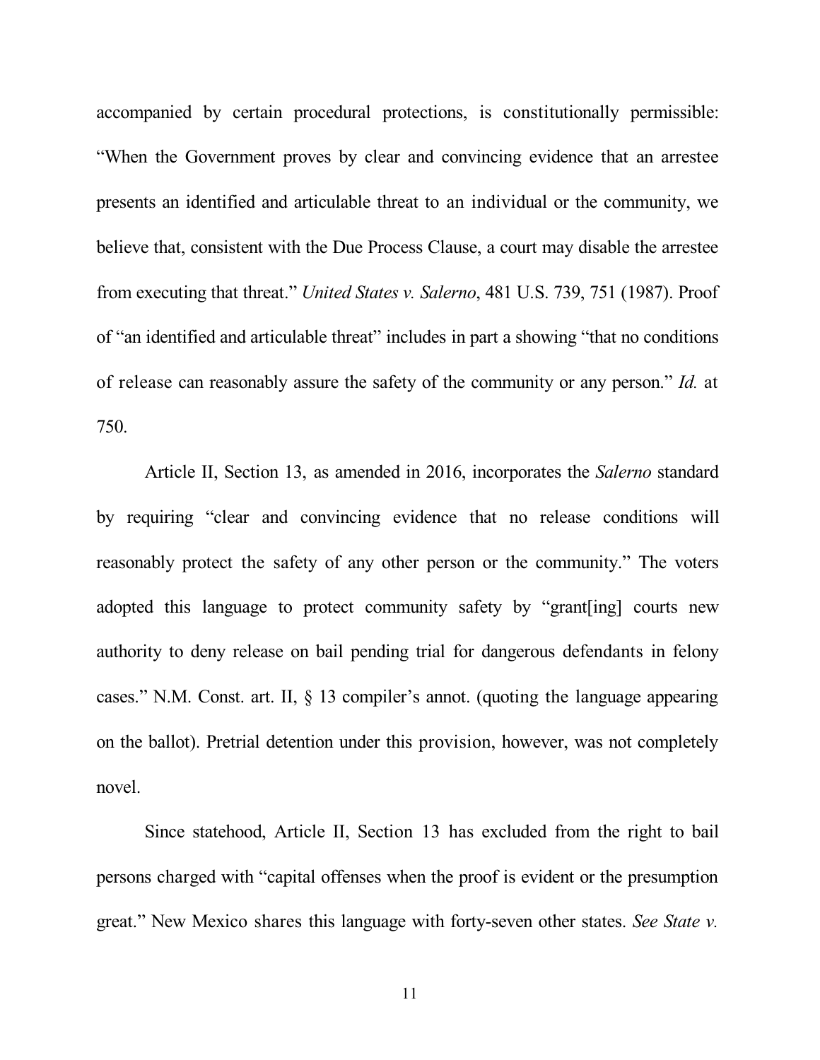accompanied by certain procedural protections, is constitutionally permissible: "When the Government proves by clear and convincing evidence that an arrestee presents an identified and articulable threat to an individual or the community, we believe that, consistent with the Due Process Clause, a court may disable the arrestee from executing that threat." *United States v. Salerno*, 481 U.S. 739, 751 (1987). Proof of "an identified and articulable threat" includes in part a showing "that no conditions of release can reasonably assure the safety of the community or any person." *Id.* at 750.

Article II, Section 13, as amended in 2016, incorporates the *Salerno* standard by requiring "clear and convincing evidence that no release conditions will reasonably protect the safety of any other person or the community." The voters adopted this language to protect community safety by "grant[ing] courts new authority to deny release on bail pending trial for dangerous defendants in felony cases." N.M. Const. art. II, § 13 compiler's annot. (quoting the language appearing on the ballot). Pretrial detention under this provision, however, was not completely novel.

Since statehood, Article II, Section 13 has excluded from the right to bail persons charged with "capital offenses when the proof is evident or the presumption great." New Mexico shares this language with forty-seven other states. *See State v.*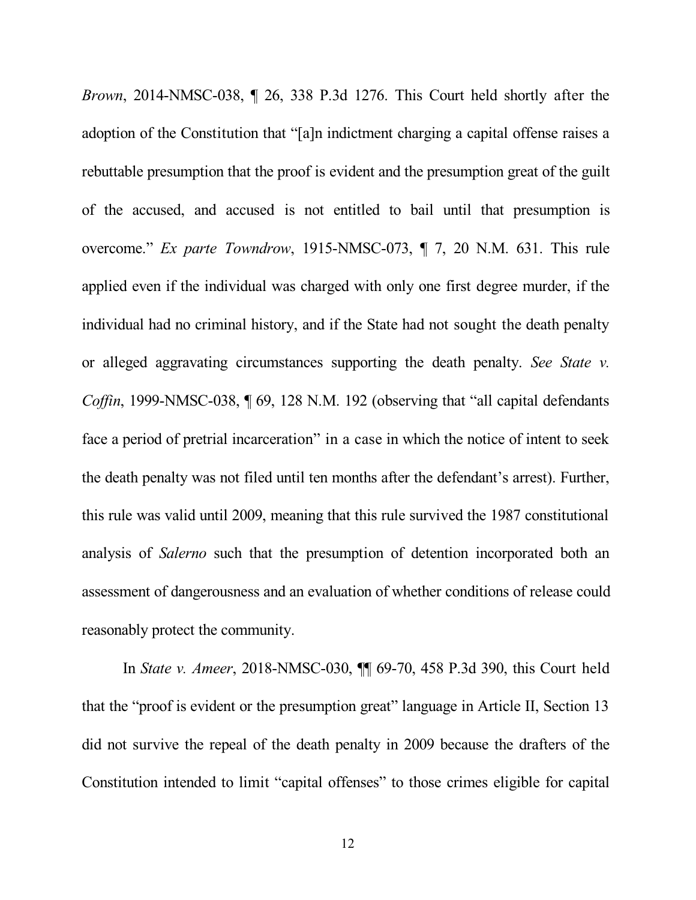*Brown*, 2014-NMSC-038, ¶ 26, 338 P.3d 1276. This Court held shortly after the adoption of the Constitution that "[a]n indictment charging a capital offense raises a rebuttable presumption that the proof is evident and the presumption great of the guilt of the accused, and accused is not entitled to bail until that presumption is overcome." *Ex parte Towndrow*, 1915-NMSC-073, ¶ 7, 20 N.M. 631. This rule applied even if the individual was charged with only one first degree murder, if the individual had no criminal history, and if the State had not sought the death penalty or alleged aggravating circumstances supporting the death penalty. *See State v. Coffin*, 1999-NMSC-038, ¶ 69, 128 N.M. 192 (observing that "all capital defendants face a period of pretrial incarceration" in a case in which the notice of intent to seek the death penalty was not filed until ten months after the defendant's arrest). Further, this rule was valid until 2009, meaning that this rule survived the 1987 constitutional analysis of *Salerno* such that the presumption of detention incorporated both an assessment of dangerousness and an evaluation of whether conditions of release could reasonably protect the community.

In *State v. Ameer*, 2018-NMSC-030, ¶¶ 69-70, 458 P.3d 390, this Court held that the "proof is evident or the presumption great" language in Article II, Section 13 did not survive the repeal of the death penalty in 2009 because the drafters of the Constitution intended to limit "capital offenses" to those crimes eligible for capital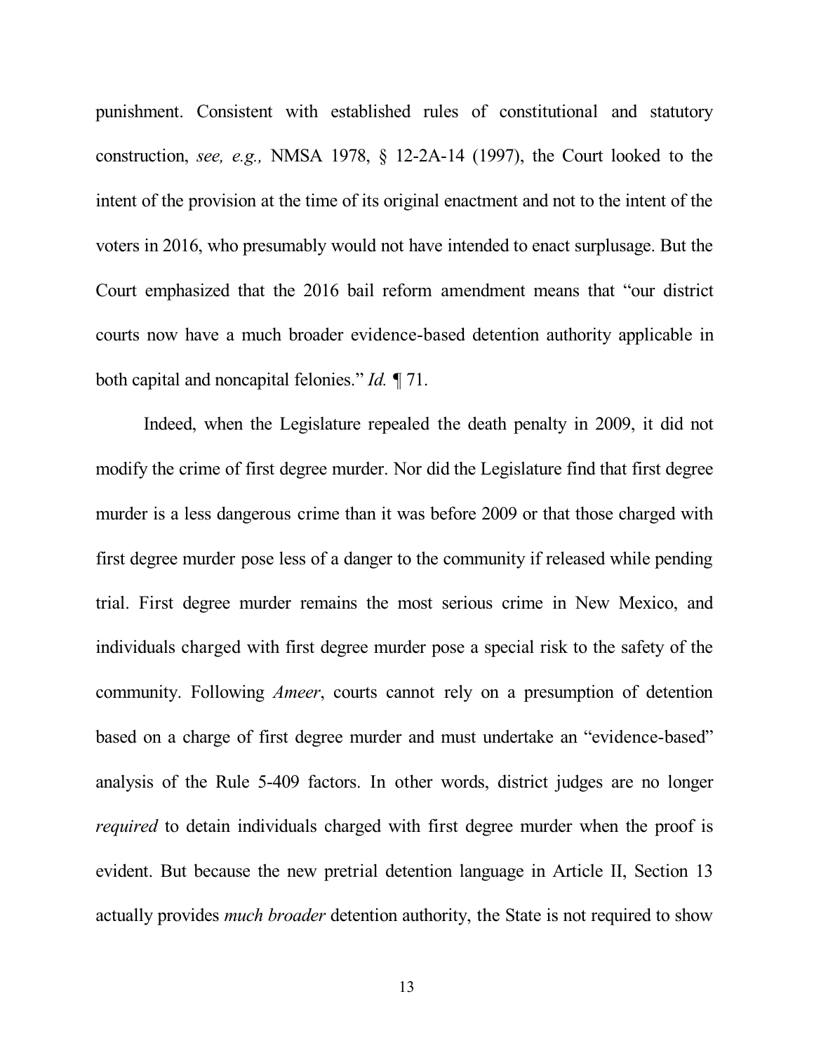punishment. Consistent with established rules of constitutional and statutory construction, *see, e.g.,* NMSA 1978, § 12-2A-14 (1997), the Court looked to the intent of the provision at the time of its original enactment and not to the intent of the voters in 2016, who presumably would not have intended to enact surplusage. But the Court emphasized that the 2016 bail reform amendment means that "our district courts now have a much broader evidence-based detention authority applicable in both capital and noncapital felonies." *Id.* ¶ 71.

Indeed, when the Legislature repealed the death penalty in 2009, it did not modify the crime of first degree murder. Nor did the Legislature find that first degree murder is a less dangerous crime than it was before 2009 or that those charged with first degree murder pose less of a danger to the community if released while pending trial. First degree murder remains the most serious crime in New Mexico, and individuals charged with first degree murder pose a special risk to the safety of the community. Following *Ameer*, courts cannot rely on a presumption of detention based on a charge of first degree murder and must undertake an "evidence-based" analysis of the Rule 5-409 factors. In other words, district judges are no longer *required* to detain individuals charged with first degree murder when the proof is evident. But because the new pretrial detention language in Article II, Section 13 actually provides *much broader* detention authority, the State is not required to show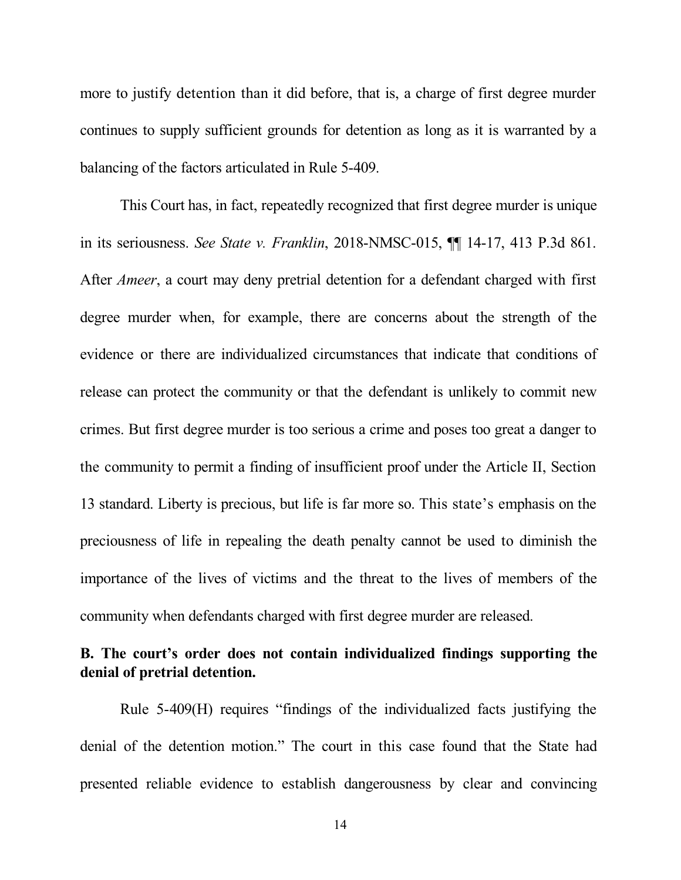more to justify detention than it did before, that is, a charge of first degree murder continues to supply sufficient grounds for detention as long as it is warranted by a balancing of the factors articulated in Rule 5-409.

This Court has, in fact, repeatedly recognized that first degree murder is unique in its seriousness. *See State v. Franklin*, 2018-NMSC-015, ¶¶ 14-17, 413 P.3d 861. After *Ameer*, a court may deny pretrial detention for a defendant charged with first degree murder when, for example, there are concerns about the strength of the evidence or there are individualized circumstances that indicate that conditions of release can protect the community or that the defendant is unlikely to commit new crimes. But first degree murder is too serious a crime and poses too great a danger to the community to permit a finding of insufficient proof under the Article II, Section 13 standard. Liberty is precious, but life is far more so. This state's emphasis on the preciousness of life in repealing the death penalty cannot be used to diminish the importance of the lives of victims and the threat to the lives of members of the community when defendants charged with first degree murder are released.

**B. The court's order does not contain individualized findings supporting the denial of pretrial detention.**

Rule 5-409(H) requires "findings of the individualized facts justifying the denial of the detention motion." The court in this case found that the State had presented reliable evidence to establish dangerousness by clear and convincing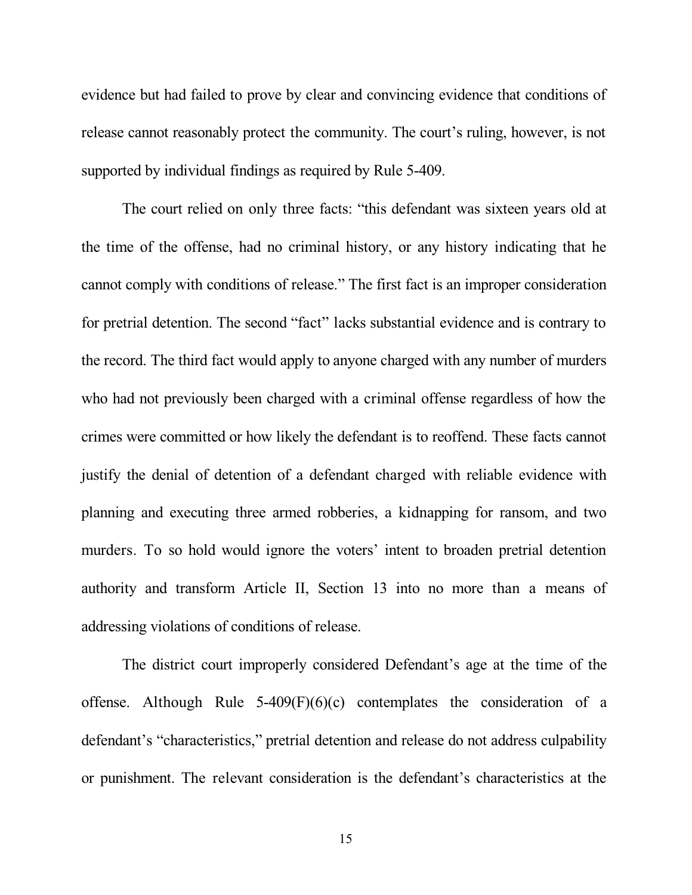evidence but had failed to prove by clear and convincing evidence that conditions of release cannot reasonably protect the community. The court's ruling, however, is not supported by individual findings as required by Rule 5-409.

The court relied on only three facts: "this defendant was sixteen years old at the time of the offense, had no criminal history, or any history indicating that he cannot comply with conditions of release." The first fact is an improper consideration for pretrial detention. The second "fact" lacks substantial evidence and is contrary to the record. The third fact would apply to anyone charged with any number of murders who had not previously been charged with a criminal offense regardless of how the crimes were committed or how likely the defendant is to reoffend. These facts cannot justify the denial of detention of a defendant charged with reliable evidence with planning and executing three armed robberies, a kidnapping for ransom, and two murders. To so hold would ignore the voters' intent to broaden pretrial detention authority and transform Article II, Section 13 into no more than a means of addressing violations of conditions of release.

The district court improperly considered Defendant's age at the time of the offense. Although Rule 5-409(F)(6)(c) contemplates the consideration of a defendant's "characteristics," pretrial detention and release do not address culpability or punishment. The relevant consideration is the defendant's characteristics at the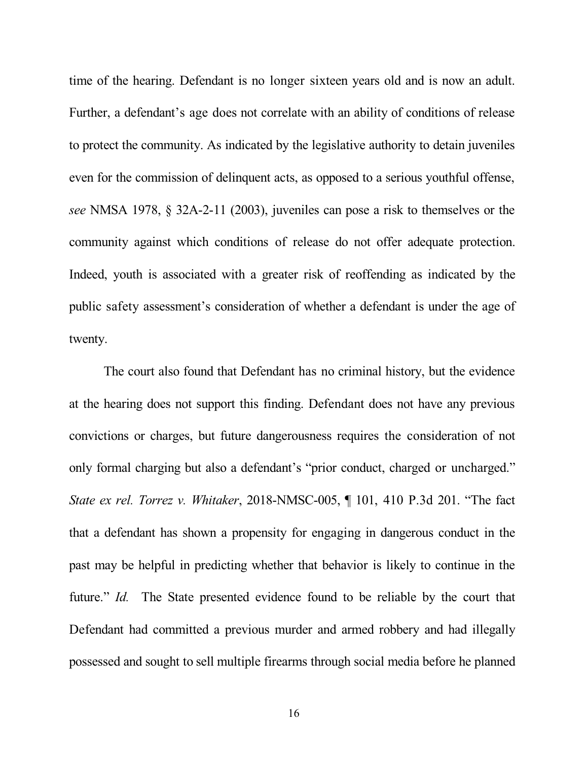time of the hearing. Defendant is no longer sixteen years old and is now an adult. Further, a defendant's age does not correlate with an ability of conditions of release to protect the community. As indicated by the legislative authority to detain juveniles even for the commission of delinquent acts, as opposed to a serious youthful offense, *see* NMSA 1978, § 32A-2-11 (2003), juveniles can pose a risk to themselves or the community against which conditions of release do not offer adequate protection. Indeed, youth is associated with a greater risk of reoffending as indicated by the public safety assessment's consideration of whether a defendant is under the age of twenty.

The court also found that Defendant has no criminal history, but the evidence at the hearing does not support this finding. Defendant does not have any previous convictions or charges, but future dangerousness requires the consideration of not only formal charging but also a defendant's "prior conduct, charged or uncharged." *State ex rel. Torrez v. Whitaker*, 2018-NMSC-005, ¶ 101, 410 P.3d 201. "The fact that a defendant has shown a propensity for engaging in dangerous conduct in the past may be helpful in predicting whether that behavior is likely to continue in the future." *Id.* The State presented evidence found to be reliable by the court that Defendant had committed a previous murder and armed robbery and had illegally possessed and sought to sell multiple firearms through social media before he planned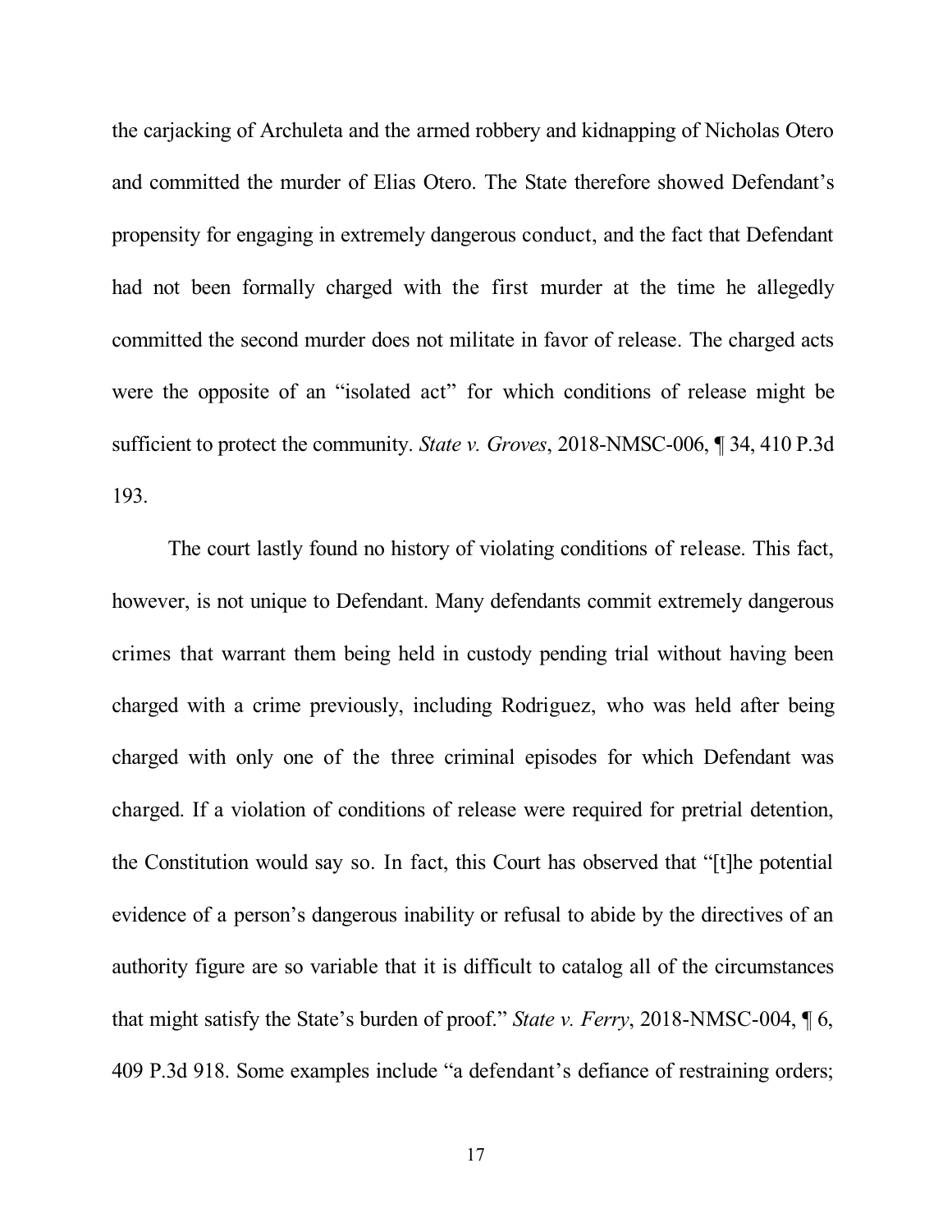the carjacking of Archuleta and the armed robbery and kidnapping of Nicholas Otero and committed the murder of Elias Otero. The State therefore showed Defendant's propensity for engaging in extremely dangerous conduct, and the fact that Defendant had not been formally charged with the first murder at the time he allegedly committed the second murder does not militate in favor of release. The charged acts were the opposite of an "isolated act" for which conditions of release might be sufficient to protect the community. *State v. Groves*, 2018-NMSC-006, ¶ 34, 410 P.3d 193.

The court lastly found no history of violating conditions of release. This fact, however, is not unique to Defendant. Many defendants commit extremely dangerous crimes that warrant them being held in custody pending trial without having been charged with a crime previously, including Rodriguez, who was held after being charged with only one of the three criminal episodes for which Defendant was charged. If a violation of conditions of release were required for pretrial detention, the Constitution would say so. In fact, this Court has observed that "[t]he potential evidence of a person's dangerous inability or refusal to abide by the directives of an authority figure are so variable that it is difficult to catalog all of the circumstances that might satisfy the State's burden of proof." *State v. Ferry*, 2018-NMSC-004, ¶ 6, 409 P.3d 918. Some examples include "a defendant's defiance of restraining orders;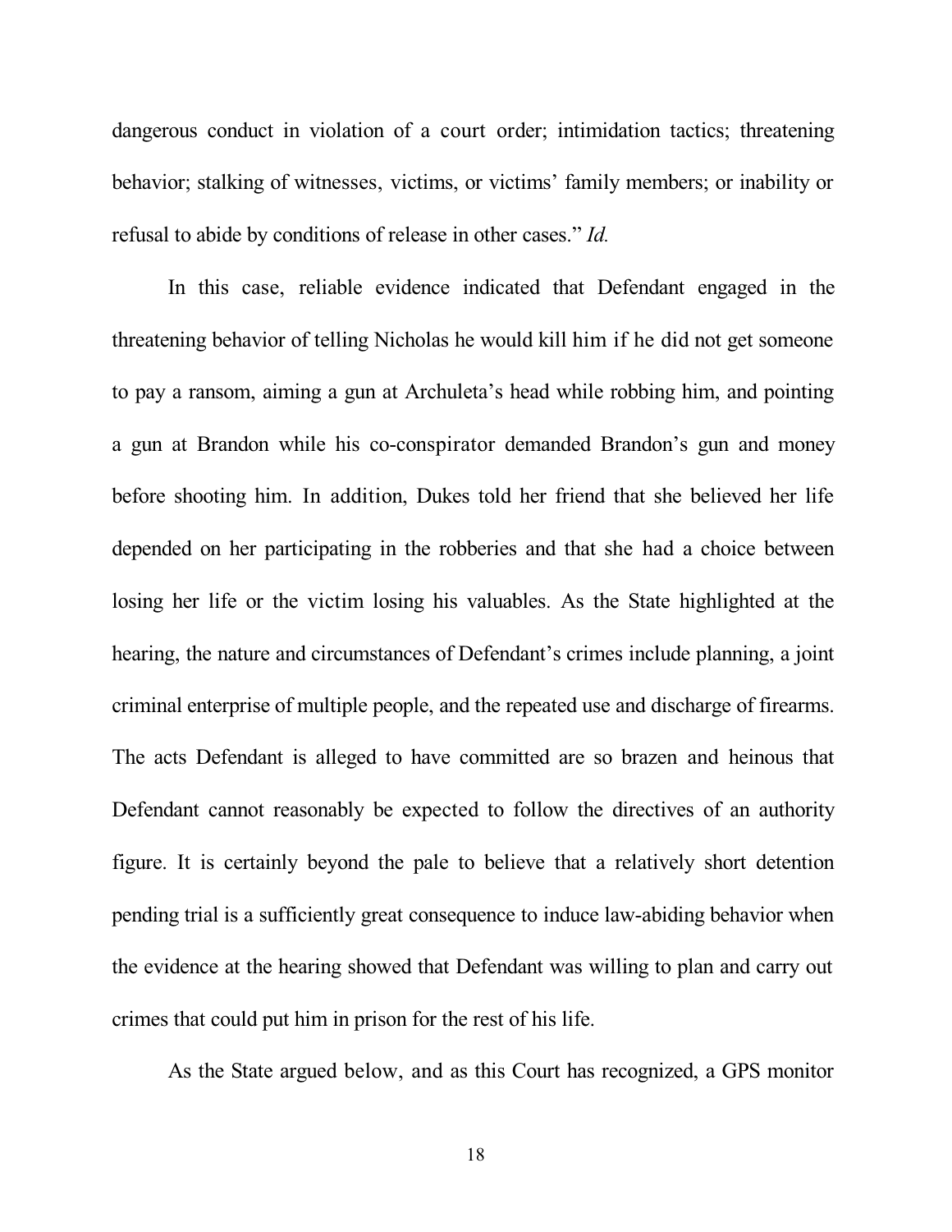dangerous conduct in violation of a court order; intimidation tactics; threatening behavior; stalking of witnesses, victims, or victims' family members; or inability or refusal to abide by conditions of release in other cases." *Id.*

In this case, reliable evidence indicated that Defendant engaged in the threatening behavior of telling Nicholas he would kill him if he did not get someone to pay a ransom, aiming a gun at Archuleta's head while robbing him, and pointing a gun at Brandon while his co-conspirator demanded Brandon's gun and money before shooting him. In addition, Dukes told her friend that she believed her life depended on her participating in the robberies and that she had a choice between losing her life or the victim losing his valuables. As the State highlighted at the hearing, the nature and circumstances of Defendant's crimes include planning, a joint criminal enterprise of multiple people, and the repeated use and discharge of firearms. The acts Defendant is alleged to have committed are so brazen and heinous that Defendant cannot reasonably be expected to follow the directives of an authority figure. It is certainly beyond the pale to believe that a relatively short detention pending trial is a sufficiently great consequence to induce law-abiding behavior when the evidence at the hearing showed that Defendant was willing to plan and carry out crimes that could put him in prison for the rest of his life.

As the State argued below, and as this Court has recognized, a GPS monitor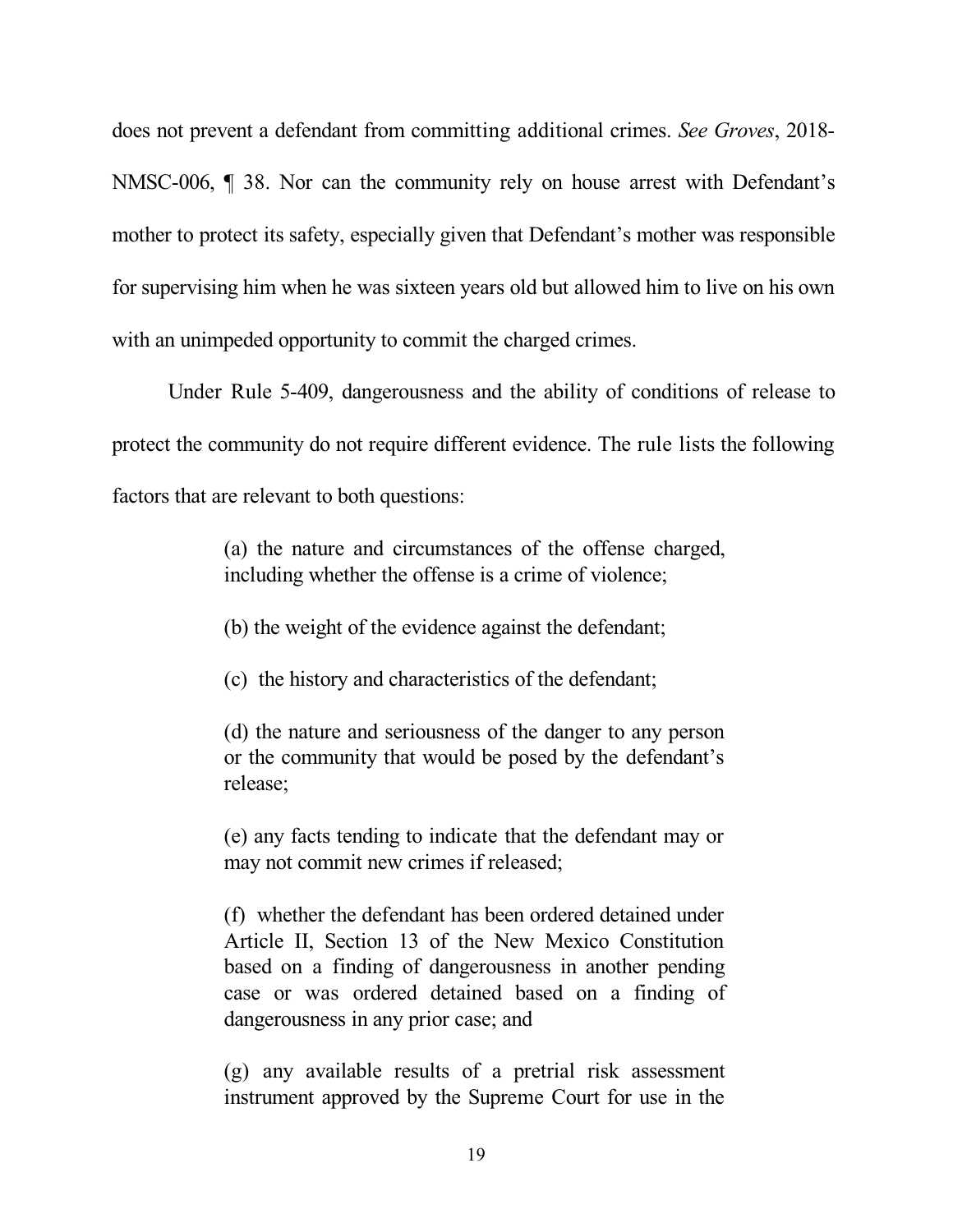does not prevent a defendant from committing additional crimes. *See Groves*, 2018-NMSC-006, ¶ 38. Nor can the community rely on house arrest with Defendant's mother to protect its safety, especially given that Defendant's mother was responsible for supervising him when he was sixteen years old but allowed him to live on his own with an unimpeded opportunity to commit the charged crimes.

Under Rule 5-409, dangerousness and the ability of conditions of release to protect the community do not require different evidence. The rule lists the following factors that are relevant to both questions:

> (a) the nature and circumstances of the offense charged, including whether the offense is a crime of violence;
>
> (b) the weight of the evidence against the defendant;
>
> (c) the history and characteristics of the defendant;
>
> (d) the nature and seriousness of the danger to any person or the community that would be posed by the defendant's release;
>
> (e) any facts tending to indicate that the defendant may or may not commit new crimes if released;
>
> (f) whether the defendant has been ordered detained under Article II, Section 13 of the New Mexico Constitution based on a finding of dangerousness in another pending case or was ordered detained based on a finding of dangerousness in any prior case; and
>
> (g) any available results of a pretrial risk assessment instrument approved by the Supreme Court for use in the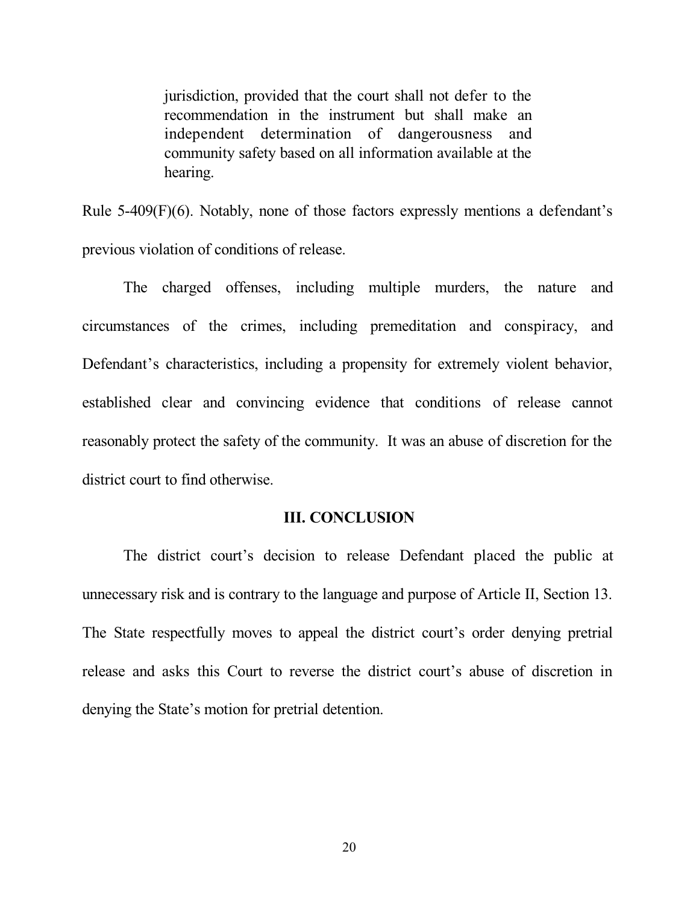> jurisdiction, provided that the court shall not defer to the recommendation in the instrument but shall make an independent determination of dangerousness and community safety based on all information available at the hearing.

Rule 5-409(F)(6). Notably, none of those factors expressly mentions a defendant's previous violation of conditions of release.

The charged offenses, including multiple murders, the nature and circumstances of the crimes, including premeditation and conspiracy, and Defendant's characteristics, including a propensity for extremely violent behavior, established clear and convincing evidence that conditions of release cannot reasonably protect the safety of the community. It was an abuse of discretion for the district court to find otherwise.

## III. CONCLUSION

The district court's decision to release Defendant placed the public at unnecessary risk and is contrary to the language and purpose of Article II, Section 13. The State respectfully moves to appeal the district court's order denying pretrial release and asks this Court to reverse the district court's abuse of discretion in denying the State's motion for pretrial detention.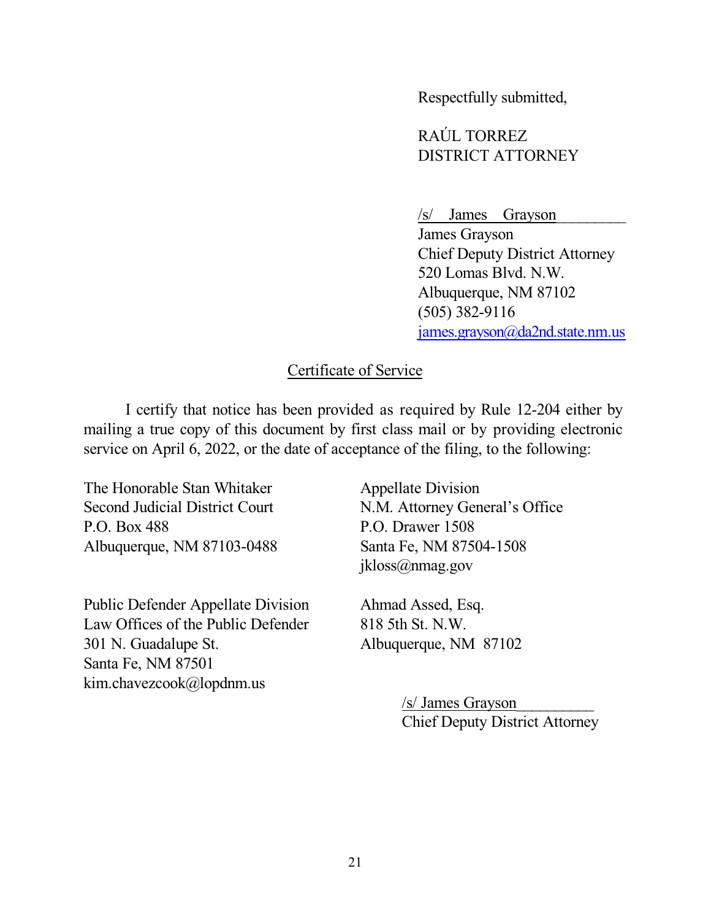Respectfully submitted,

RAÚL TORREZ
DISTRICT ATTORNEY

/s/ James Grayson
James Grayson
Chief Deputy District Attorney
520 Lomas Blvd. N.W.
Albuquerque, NM 87102
(505) 382-9116
james.grayson@da2nd.state.nm.us

Certificate of Service

I certify that notice has been provided as required by Rule 12-204 either by mailing a true copy of this document by first class mail or by providing electronic service on April 6, 2022, or the date of acceptance of the filing, to the following:

The Honorable Stan Whitaker
Second Judicial District Court
P.O. Box 488
Albuquerque, NM 87103-0488

Appellate Division
N.M. Attorney General's Office
P.O. Drawer 1508
Santa Fe, NM 87504-1508
jkloss@nmag.gov

Public Defender Appellate Division
Law Offices of the Public Defender
301 N. Guadalupe St.
Santa Fe, NM 87501
kim.chavezcook@lopdnm.us

Ahmad Assed, Esq.
818 5th St. N.W.
Albuquerque, NM 87102

/s/ James Grayson
Chief Deputy District Attorney